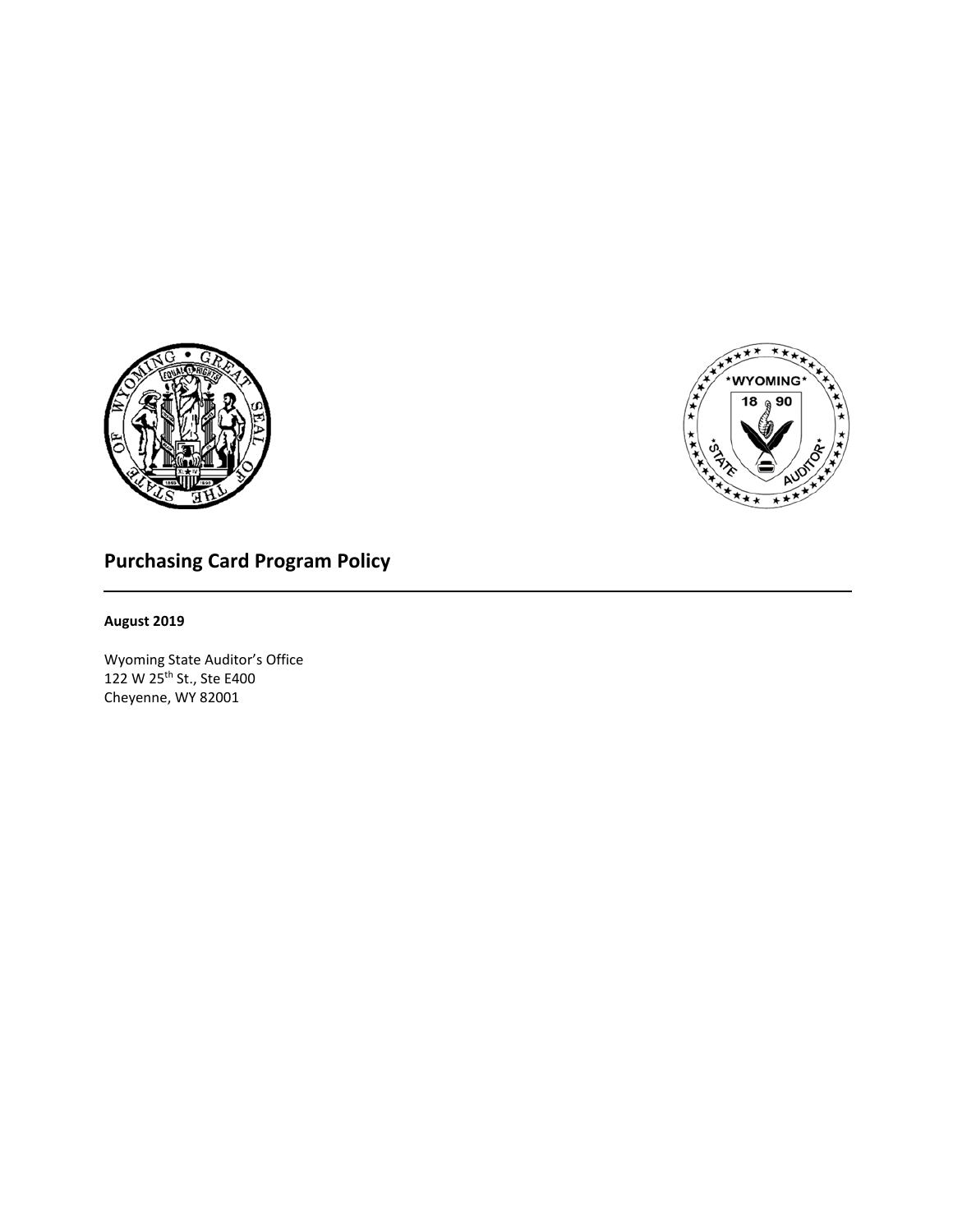# Purchasing Card Program Policy

**August 2019**

Wyoming State Auditor's Office
122 W 25th St., Ste E400
Cheyenne, WY 82001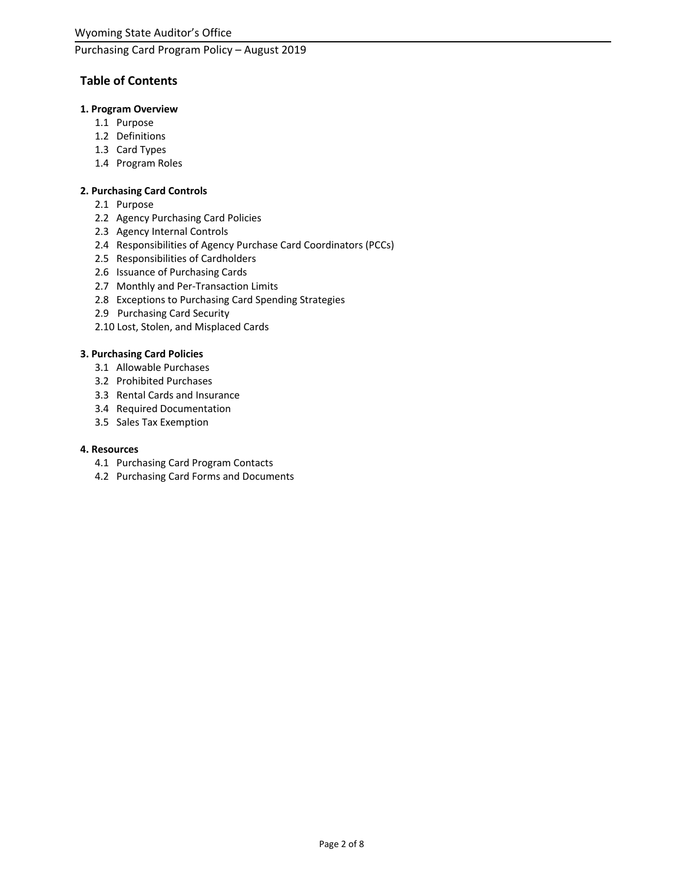## Table of Contents

**1. Program Overview**

- 1.1 Purpose
- 1.2 Definitions
- 1.3 Card Types
- 1.4 Program Roles

**2. Purchasing Card Controls**

- 2.1 Purpose
- 2.2 Agency Purchasing Card Policies
- 2.3 Agency Internal Controls
- 2.4 Responsibilities of Agency Purchase Card Coordinators (PCCs)
- 2.5 Responsibilities of Cardholders
- 2.6 Issuance of Purchasing Cards
- 2.7 Monthly and Per-Transaction Limits
- 2.8 Exceptions to Purchasing Card Spending Strategies
- 2.9 Purchasing Card Security
- 2.10 Lost, Stolen, and Misplaced Cards

**3. Purchasing Card Policies**

- 3.1 Allowable Purchases
- 3.2 Prohibited Purchases
- 3.3 Rental Cards and Insurance
- 3.4 Required Documentation
- 3.5 Sales Tax Exemption

**4. Resources**

- 4.1 Purchasing Card Program Contacts
- 4.2 Purchasing Card Forms and Documents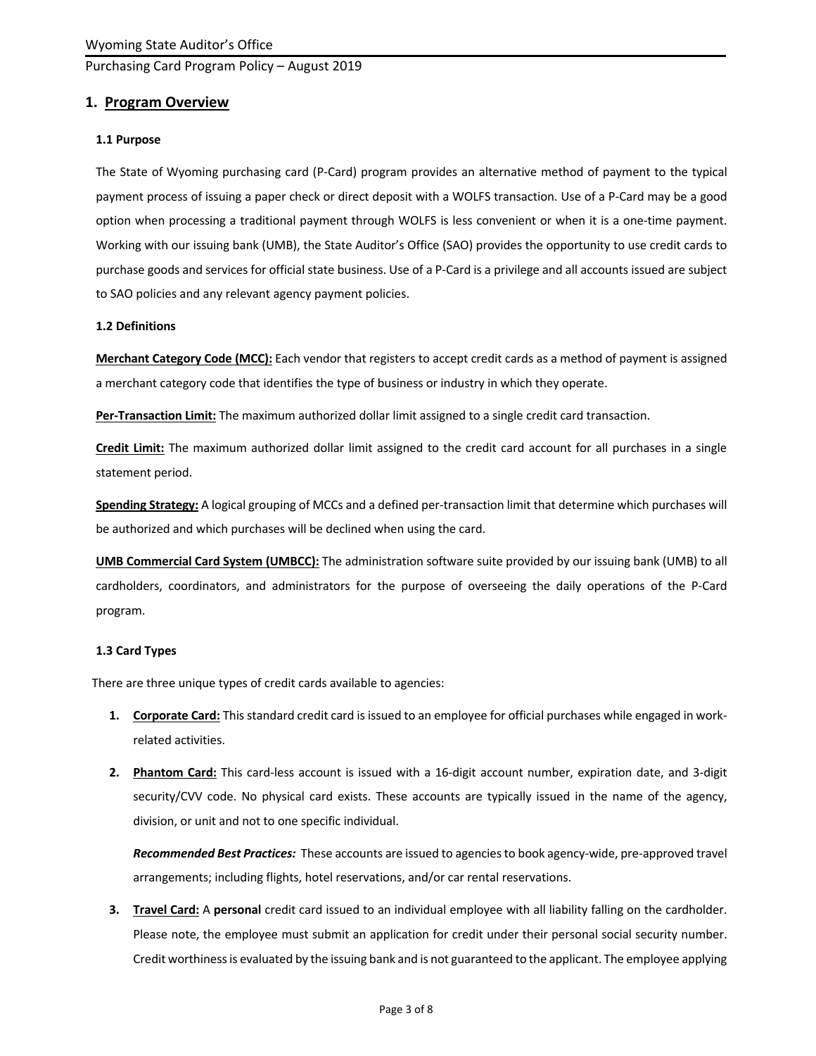## 1. Program Overview

### 1.1 Purpose

The State of Wyoming purchasing card (P-Card) program provides an alternative method of payment to the typical payment process of issuing a paper check or direct deposit with a WOLFS transaction. Use of a P-Card may be a good option when processing a traditional payment through WOLFS is less convenient or when it is a one-time payment. Working with our issuing bank (UMB), the State Auditor's Office (SAO) provides the opportunity to use credit cards to purchase goods and services for official state business. Use of a P-Card is a privilege and all accounts issued are subject to SAO policies and any relevant agency payment policies.

### 1.2 Definitions

**Merchant Category Code (MCC):** Each vendor that registers to accept credit cards as a method of payment is assigned a merchant category code that identifies the type of business or industry in which they operate.

**Per-Transaction Limit:** The maximum authorized dollar limit assigned to a single credit card transaction.

**Credit Limit:** The maximum authorized dollar limit assigned to the credit card account for all purchases in a single statement period.

**Spending Strategy:** A logical grouping of MCCs and a defined per-transaction limit that determine which purchases will be authorized and which purchases will be declined when using the card.

**UMB Commercial Card System (UMBCC):** The administration software suite provided by our issuing bank (UMB) to all cardholders, coordinators, and administrators for the purpose of overseeing the daily operations of the P-Card program.

### 1.3 Card Types

There are three unique types of credit cards available to agencies:

1. **Corporate Card:** This standard credit card is issued to an employee for official purchases while engaged in work-related activities.
2. **Phantom Card:** This card-less account is issued with a 16-digit account number, expiration date, and 3-digit security/CVV code. No physical card exists. These accounts are typically issued in the name of the agency, division, or unit and not to one specific individual.

   ***Recommended Best Practices:*** These accounts are issued to agencies to book agency-wide, pre-approved travel arrangements; including flights, hotel reservations, and/or car rental reservations.
3. **Travel Card:** A **personal** credit card issued to an individual employee with all liability falling on the cardholder. Please note, the employee must submit an application for credit under their personal social security number. Credit worthiness is evaluated by the issuing bank and is not guaranteed to the applicant. The employee applying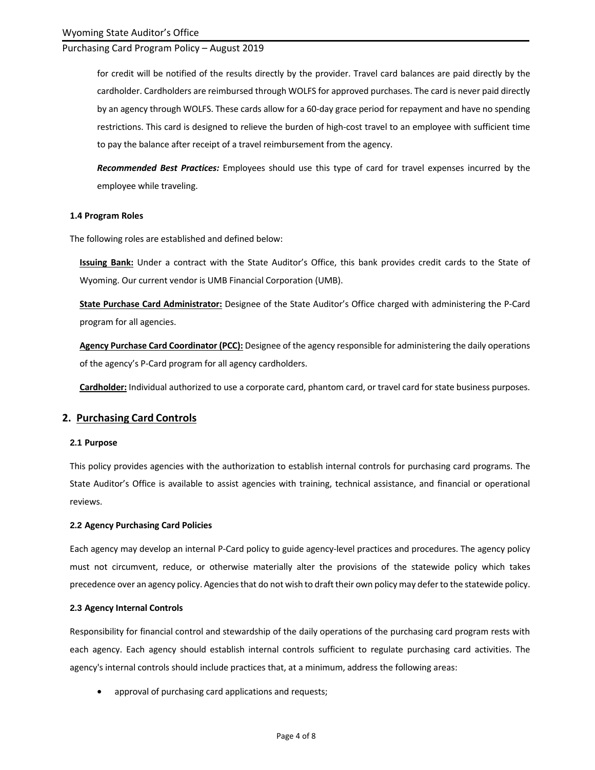for credit will be notified of the results directly by the provider. Travel card balances are paid directly by the cardholder. Cardholders are reimbursed through WOLFS for approved purchases. The card is never paid directly by an agency through WOLFS. These cards allow for a 60-day grace period for repayment and have no spending restrictions. This card is designed to relieve the burden of high-cost travel to an employee with sufficient time to pay the balance after receipt of a travel reimbursement from the agency.

***Recommended Best Practices:*** Employees should use this type of card for travel expenses incurred by the employee while traveling.

### 1.4 Program Roles

The following roles are established and defined below:

**Issuing Bank:** Under a contract with the State Auditor's Office, this bank provides credit cards to the State of Wyoming. Our current vendor is UMB Financial Corporation (UMB).

**State Purchase Card Administrator:** Designee of the State Auditor's Office charged with administering the P-Card program for all agencies.

**Agency Purchase Card Coordinator (PCC):** Designee of the agency responsible for administering the daily operations of the agency's P-Card program for all agency cardholders.

**Cardholder:** Individual authorized to use a corporate card, phantom card, or travel card for state business purposes.

## 2. Purchasing Card Controls

### 2.1 Purpose

This policy provides agencies with the authorization to establish internal controls for purchasing card programs. The State Auditor's Office is available to assist agencies with training, technical assistance, and financial or operational reviews.

### 2.2 Agency Purchasing Card Policies

Each agency may develop an internal P-Card policy to guide agency-level practices and procedures. The agency policy must not circumvent, reduce, or otherwise materially alter the provisions of the statewide policy which takes precedence over an agency policy. Agencies that do not wish to draft their own policy may defer to the statewide policy.

### 2.3 Agency Internal Controls

Responsibility for financial control and stewardship of the daily operations of the purchasing card program rests with each agency. Each agency should establish internal controls sufficient to regulate purchasing card activities. The agency's internal controls should include practices that, at a minimum, address the following areas:

- approval of purchasing card applications and requests;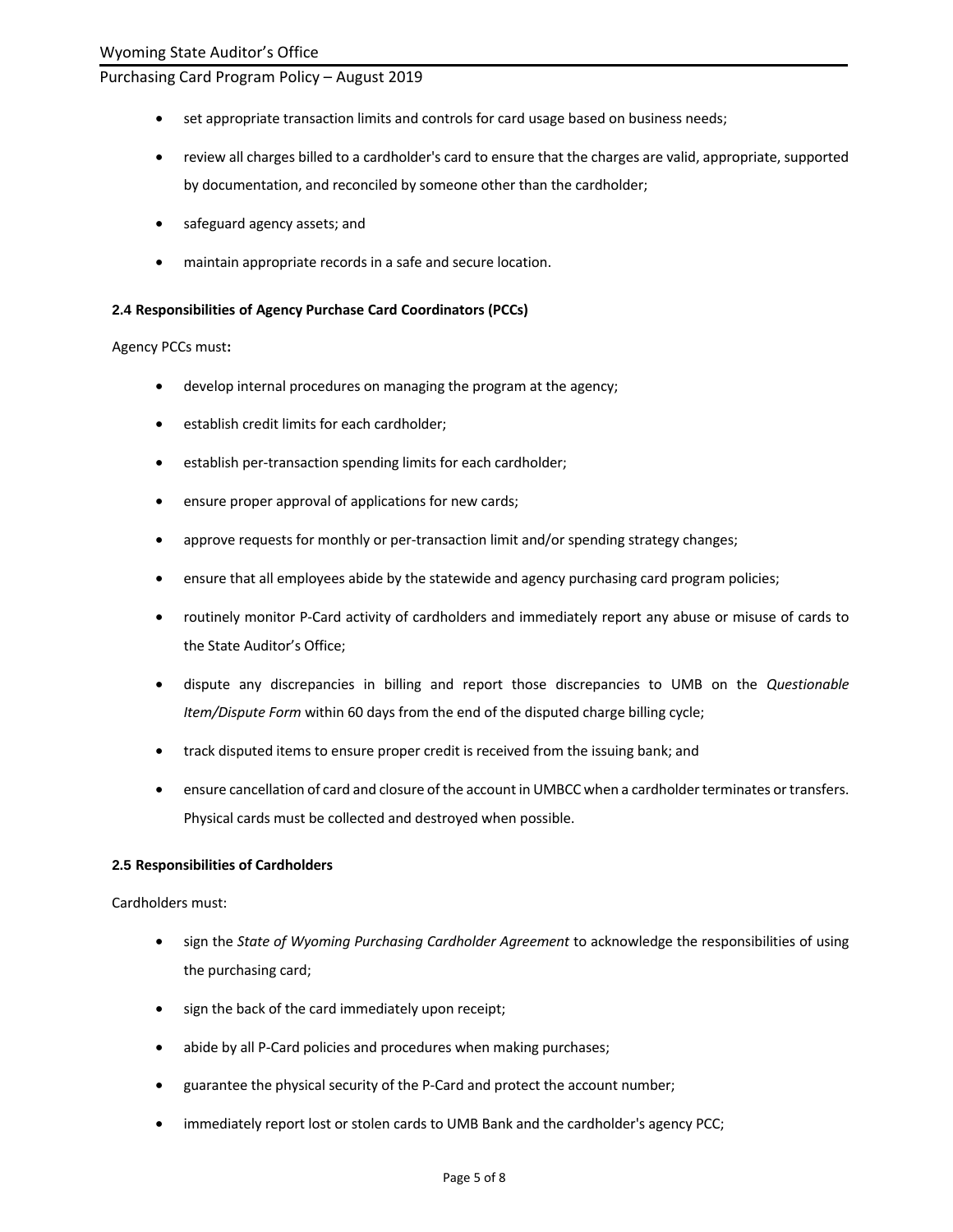- set appropriate transaction limits and controls for card usage based on business needs;
- review all charges billed to a cardholder's card to ensure that the charges are valid, appropriate, supported by documentation, and reconciled by someone other than the cardholder;
- safeguard agency assets; and
- maintain appropriate records in a safe and secure location.

**2.4 Responsibilities of Agency Purchase Card Coordinators (PCCs)**

Agency PCCs must**:**

- develop internal procedures on managing the program at the agency;
- establish credit limits for each cardholder;
- establish per-transaction spending limits for each cardholder;
- ensure proper approval of applications for new cards;
- approve requests for monthly or per-transaction limit and/or spending strategy changes;
- ensure that all employees abide by the statewide and agency purchasing card program policies;
- routinely monitor P-Card activity of cardholders and immediately report any abuse or misuse of cards to the State Auditor's Office;
- dispute any discrepancies in billing and report those discrepancies to UMB on the *Questionable Item/Dispute Form* within 60 days from the end of the disputed charge billing cycle;
- track disputed items to ensure proper credit is received from the issuing bank; and
- ensure cancellation of card and closure of the account in UMBCC when a cardholder terminates or transfers. Physical cards must be collected and destroyed when possible.

**2.5 Responsibilities of Cardholders**

Cardholders must:

- sign the *State of Wyoming Purchasing Cardholder Agreement* to acknowledge the responsibilities of using the purchasing card;
- sign the back of the card immediately upon receipt;
- abide by all P-Card policies and procedures when making purchases;
- guarantee the physical security of the P-Card and protect the account number;
- immediately report lost or stolen cards to UMB Bank and the cardholder's agency PCC;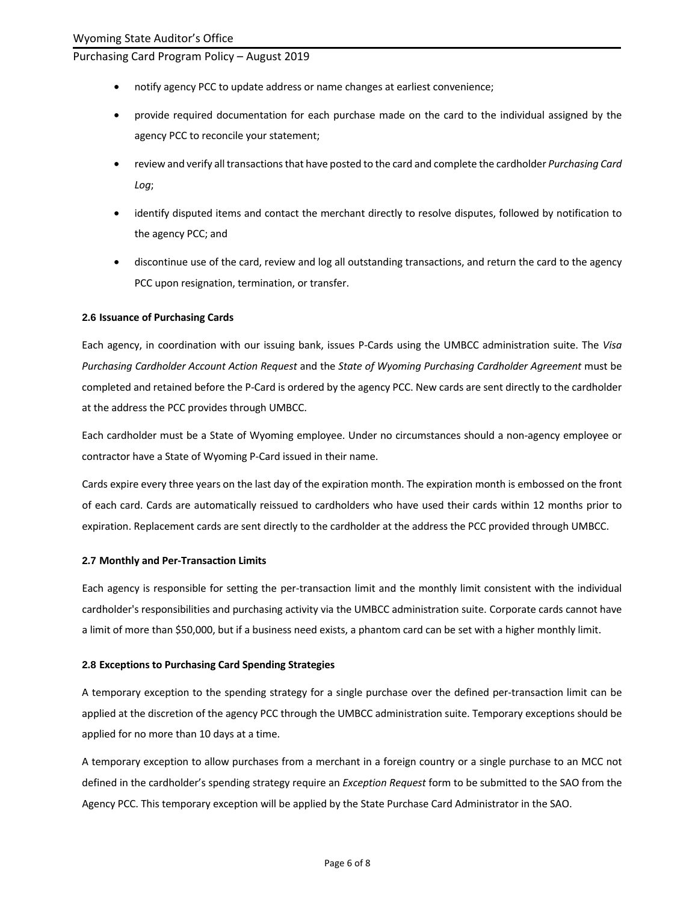- notify agency PCC to update address or name changes at earliest convenience;
- provide required documentation for each purchase made on the card to the individual assigned by the agency PCC to reconcile your statement;
- review and verify all transactions that have posted to the card and complete the cardholder *Purchasing Card Log*;
- identify disputed items and contact the merchant directly to resolve disputes, followed by notification to the agency PCC; and
- discontinue use of the card, review and log all outstanding transactions, and return the card to the agency PCC upon resignation, termination, or transfer.

**2.6 Issuance of Purchasing Cards**

Each agency, in coordination with our issuing bank, issues P-Cards using the UMBCC administration suite. The *Visa Purchasing Cardholder Account Action Request* and the *State of Wyoming Purchasing Cardholder Agreement* must be completed and retained before the P-Card is ordered by the agency PCC. New cards are sent directly to the cardholder at the address the PCC provides through UMBCC.

Each cardholder must be a State of Wyoming employee. Under no circumstances should a non-agency employee or contractor have a State of Wyoming P-Card issued in their name.

Cards expire every three years on the last day of the expiration month. The expiration month is embossed on the front of each card. Cards are automatically reissued to cardholders who have used their cards within 12 months prior to expiration. Replacement cards are sent directly to the cardholder at the address the PCC provided through UMBCC.

**2.7 Monthly and Per-Transaction Limits**

Each agency is responsible for setting the per-transaction limit and the monthly limit consistent with the individual cardholder's responsibilities and purchasing activity via the UMBCC administration suite. Corporate cards cannot have a limit of more than $50,000, but if a business need exists, a phantom card can be set with a higher monthly limit.

**2.8 Exceptions to Purchasing Card Spending Strategies**

A temporary exception to the spending strategy for a single purchase over the defined per-transaction limit can be applied at the discretion of the agency PCC through the UMBCC administration suite. Temporary exceptions should be applied for no more than 10 days at a time.

A temporary exception to allow purchases from a merchant in a foreign country or a single purchase to an MCC not defined in the cardholder's spending strategy require an *Exception Request* form to be submitted to the SAO from the Agency PCC. This temporary exception will be applied by the State Purchase Card Administrator in the SAO.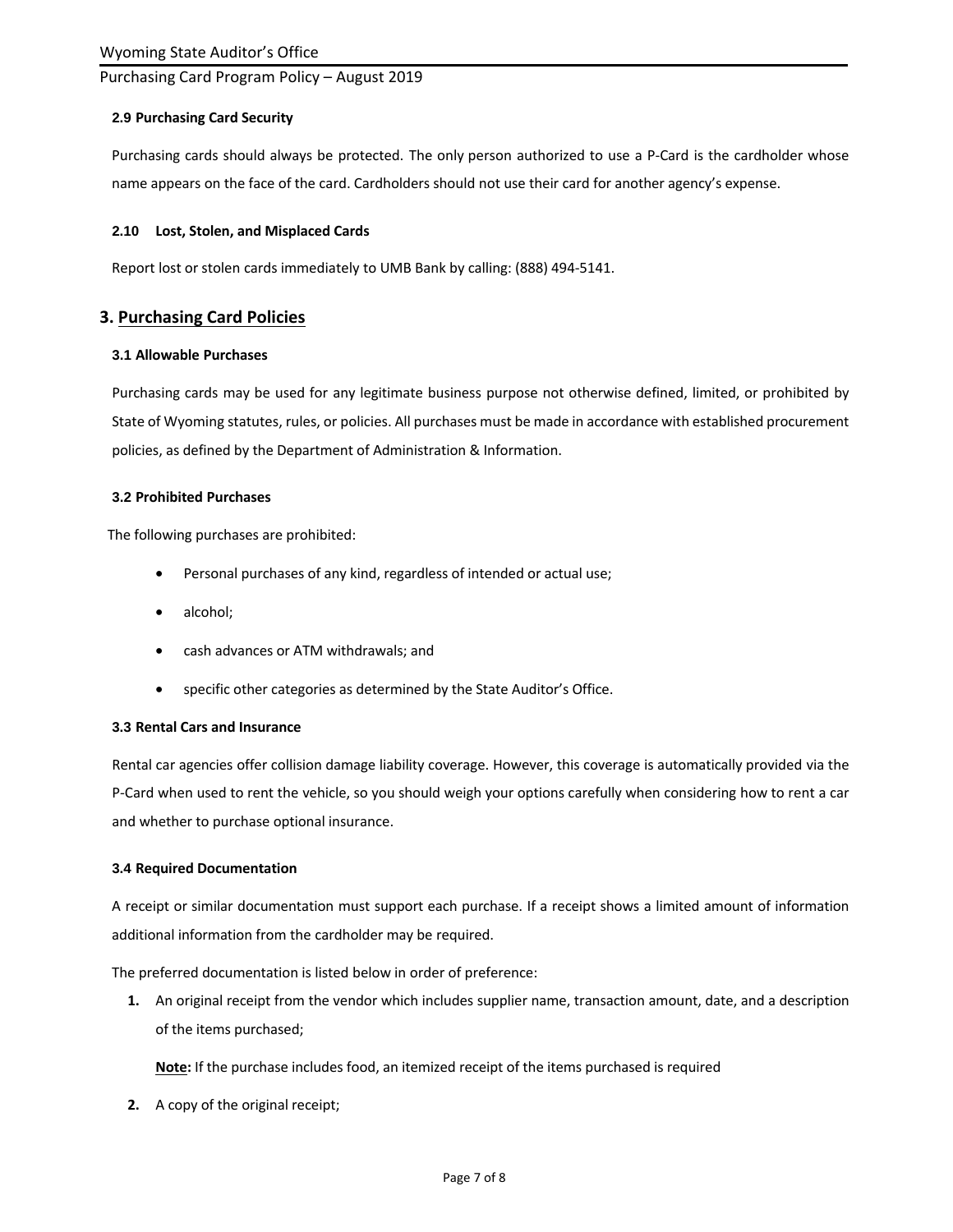**2.9 Purchasing Card Security**

Purchasing cards should always be protected. The only person authorized to use a P-Card is the cardholder whose name appears on the face of the card. Cardholders should not use their card for another agency's expense.

**2.10 Lost, Stolen, and Misplaced Cards**

Report lost or stolen cards immediately to UMB Bank by calling: (888) 494-5141.

## 3. Purchasing Card Policies

**3.1 Allowable Purchases**

Purchasing cards may be used for any legitimate business purpose not otherwise defined, limited, or prohibited by State of Wyoming statutes, rules, or policies. All purchases must be made in accordance with established procurement policies, as defined by the Department of Administration & Information.

**3.2 Prohibited Purchases**

The following purchases are prohibited:

- Personal purchases of any kind, regardless of intended or actual use;
- alcohol;
- cash advances or ATM withdrawals; and
- specific other categories as determined by the State Auditor's Office.

**3.3 Rental Cars and Insurance**

Rental car agencies offer collision damage liability coverage. However, this coverage is automatically provided via the P-Card when used to rent the vehicle, so you should weigh your options carefully when considering how to rent a car and whether to purchase optional insurance.

**3.4 Required Documentation**

A receipt or similar documentation must support each purchase. If a receipt shows a limited amount of information additional information from the cardholder may be required.

The preferred documentation is listed below in order of preference:

1. An original receipt from the vendor which includes supplier name, transaction amount, date, and a description of the items purchased;

   **Note:** If the purchase includes food, an itemized receipt of the items purchased is required

2. A copy of the original receipt;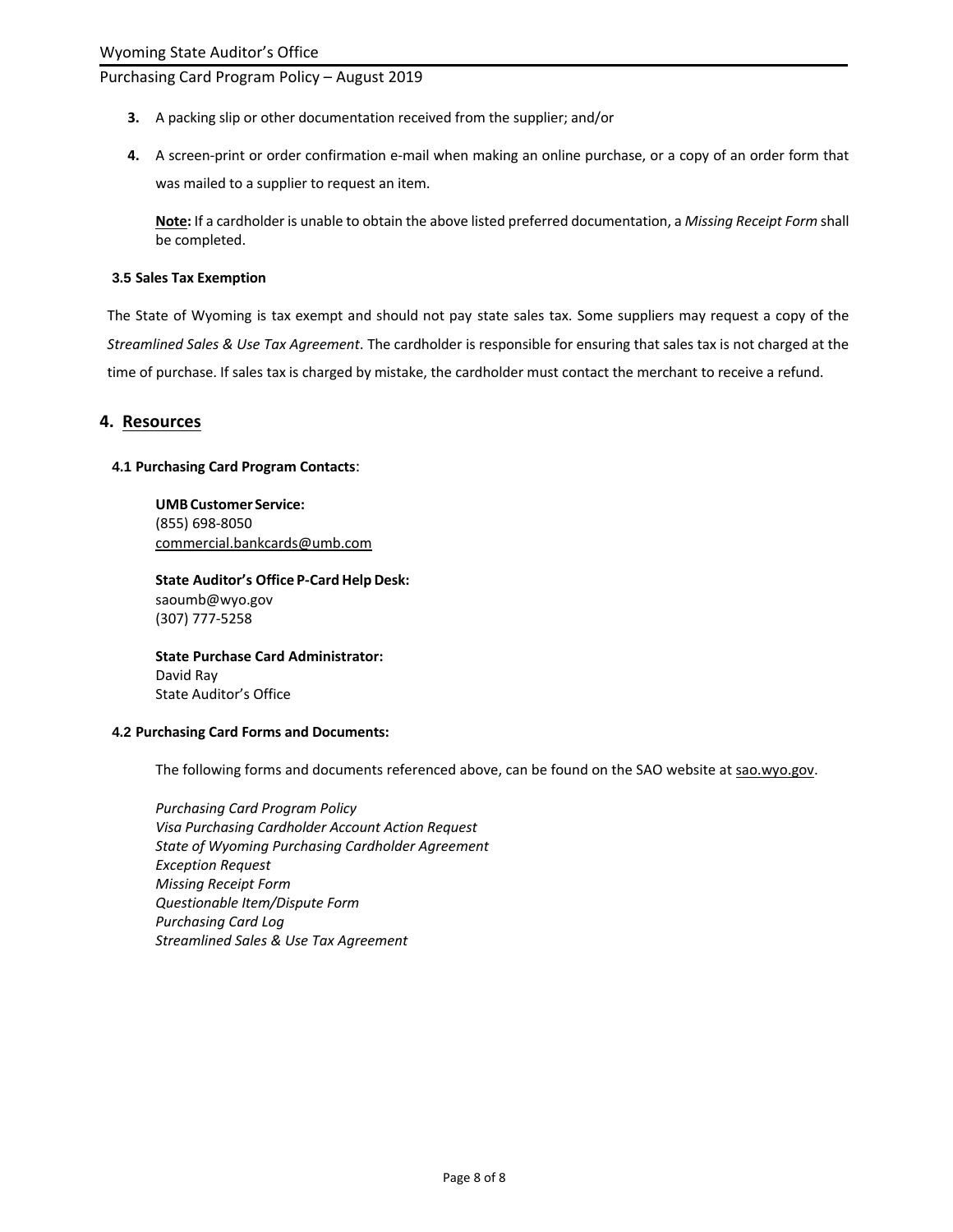3. A packing slip or other documentation received from the supplier; and/or

4. A screen-print or order confirmation e-mail when making an online purchase, or a copy of an order form that was mailed to a supplier to request an item.

   **Note:** If a cardholder is unable to obtain the above listed preferred documentation, a *Missing Receipt Form* shall be completed.

### 3.5 Sales Tax Exemption

The State of Wyoming is tax exempt and should not pay state sales tax. Some suppliers may request a copy of the *Streamlined Sales & Use Tax Agreement*. The cardholder is responsible for ensuring that sales tax is not charged at the time of purchase. If sales tax is charged by mistake, the cardholder must contact the merchant to receive a refund.

## 4. Resources

### 4.1 Purchasing Card Program Contacts:

**UMB Customer Service:**
(855) 698-8050
commercial.bankcards@umb.com

**State Auditor's Office P-Card Help Desk:**
saoumb@wyo.gov
(307) 777-5258

**State Purchase Card Administrator:**
David Ray
State Auditor's Office

### 4.2 Purchasing Card Forms and Documents:

The following forms and documents referenced above, can be found on the SAO website at sao.wyo.gov.

*Purchasing Card Program Policy*
*Visa Purchasing Cardholder Account Action Request*
*State of Wyoming Purchasing Cardholder Agreement*
*Exception Request*
*Missing Receipt Form*
*Questionable Item/Dispute Form*
*Purchasing Card Log*
*Streamlined Sales & Use Tax Agreement*